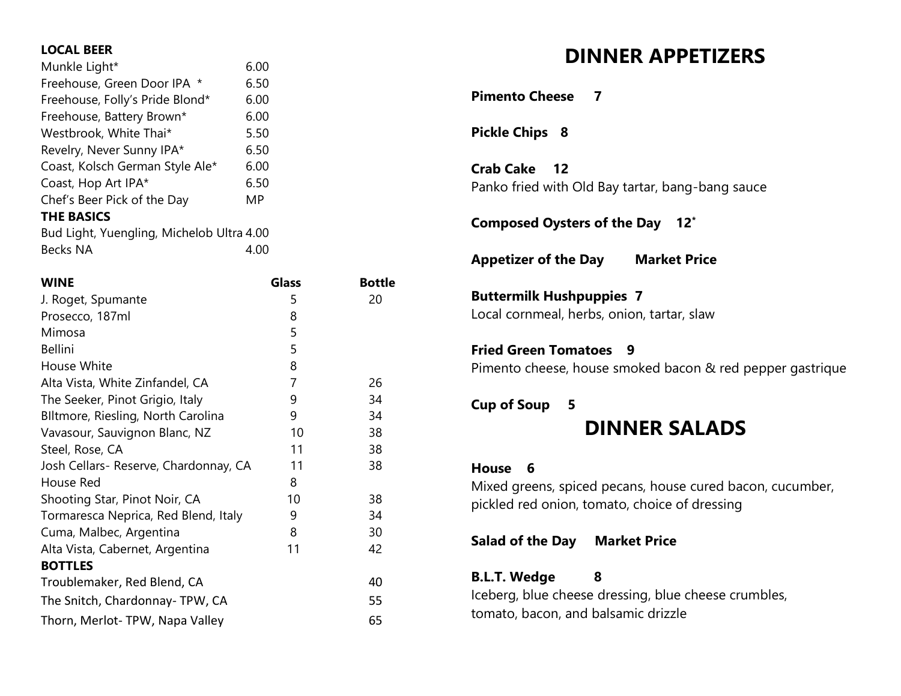**LOCAL BEER**

| | |
|---|---|
| Munkle Light* | 6.00 |
| Freehouse, Green Door IPA * | 6.50 |
| Freehouse, Folly's Pride Blond* | 6.00 |
| Freehouse, Battery Brown* | 6.00 |
| Westbrook, White Thai* | 5.50 |
| Revelry, Never Sunny IPA* | 6.50 |
| Coast, Kolsch German Style Ale* | 6.00 |
| Coast, Hop Art IPA* | 6.50 |
| Chef's Beer Pick of the Day | MP |

**THE BASICS**

| | |
|---|---|
| Bud Light, Yuengling, Michelob Ultra | 4.00 |
| Becks NA | 4.00 |

| WINE | Glass | Bottle |
|---|---|---|
| J. Roget, Spumante | 5 | 20 |
| Prosecco, 187ml | 8 | |
| Mimosa | 5 | |
| Bellini | 5 | |
| House White | 8 | |
| Alta Vista, White Zinfandel, CA | 7 | 26 |
| The Seeker, Pinot Grigio, Italy | 9 | 34 |
| BIltmore, Riesling, North Carolina | 9 | 34 |
| Vavasour, Sauvignon Blanc, NZ | 10 | 38 |
| Steel, Rose, CA | 11 | 38 |
| Josh Cellars- Reserve, Chardonnay, CA | 11 | 38 |
| House Red | 8 | |
| Shooting Star, Pinot Noir, CA | 10 | 38 |
| Tormaresca Neprica, Red Blend, Italy | 9 | 34 |
| Cuma, Malbec, Argentina | 8 | 30 |
| Alta Vista, Cabernet, Argentina | 11 | 42 |
| **BOTTLES** | | |
| Troublemaker, Red Blend, CA | | 40 |
| The Snitch, Chardonnay- TPW, CA | | 55 |
| Thorn, Merlot- TPW, Napa Valley | | 65 |

# DINNER APPETIZERS

**Pimento Cheese 7**

**Pickle Chips 8**

**Crab Cake 12**
Panko fried with Old Bay tartar, bang-bang sauce

**Composed Oysters of the Day 12***

**Appetizer of the Day Market Price**

**Buttermilk Hushpuppies 7**
Local cornmeal, herbs, onion, tartar, slaw

**Fried Green Tomatoes 9**
Pimento cheese, house smoked bacon & red pepper gastrique

**Cup of Soup 5**

# DINNER SALADS

**House 6**
Mixed greens, spiced pecans, house cured bacon, cucumber, pickled red onion, tomato, choice of dressing

**Salad of the Day Market Price**

**B.L.T. Wedge 8**
Iceberg, blue cheese dressing, blue cheese crumbles, tomato, bacon, and balsamic drizzle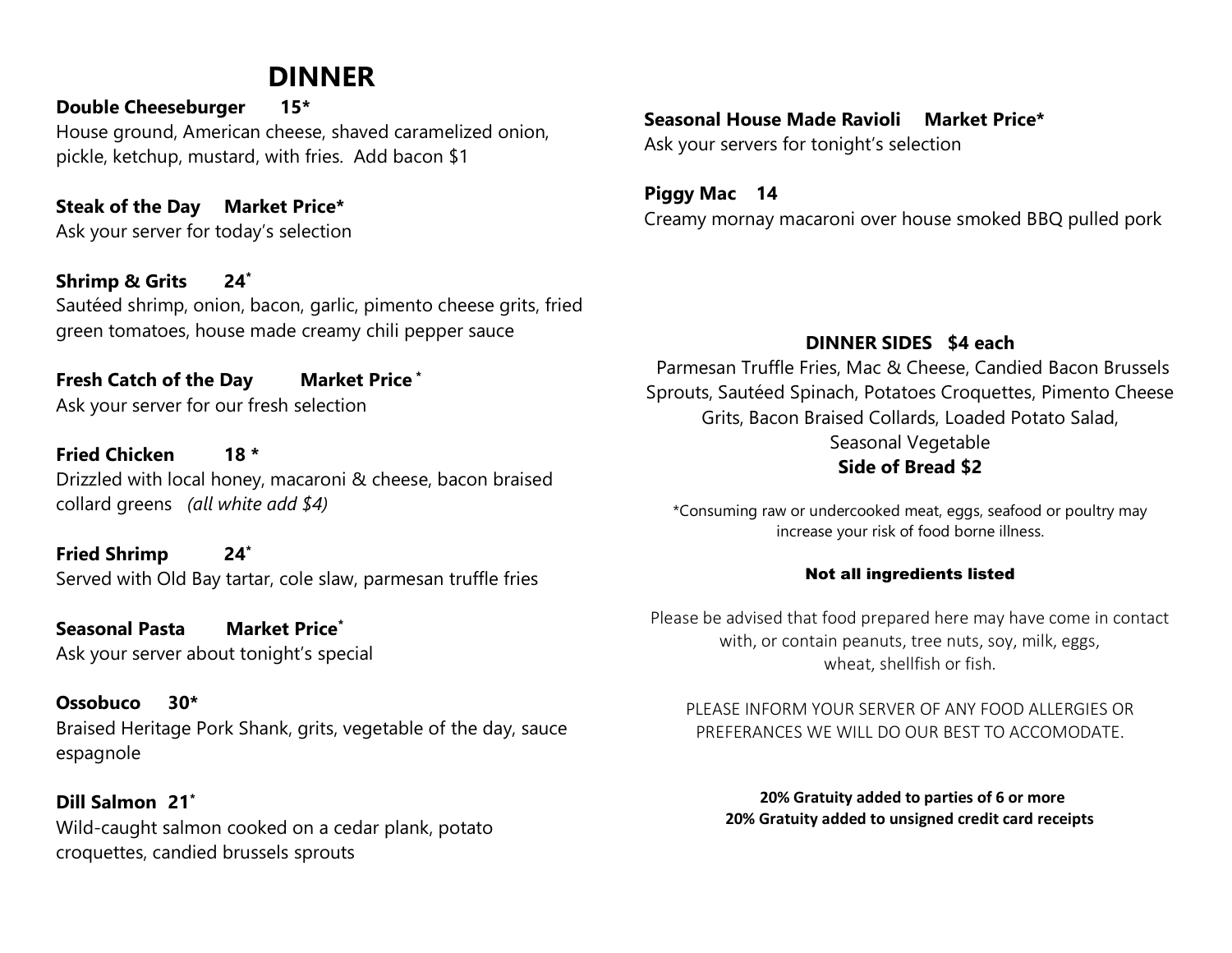# DINNER

**Double Cheeseburger 15***
House ground, American cheese, shaved caramelized onion, pickle, ketchup, mustard, with fries. Add bacon $1

**Steak of the Day Market Price***
Ask your server for today's selection

**Shrimp & Grits 24***
Sautéed shrimp, onion, bacon, garlic, pimento cheese grits, fried green tomatoes, house made creamy chili pepper sauce

**Fresh Catch of the Day Market Price ***
Ask your server for our fresh selection

**Fried Chicken 18 ***
Drizzled with local honey, macaroni & cheese, bacon braised collard greens *(all white add $4)*

**Fried Shrimp 24***
Served with Old Bay tartar, cole slaw, parmesan truffle fries

**Seasonal Pasta Market Price***
Ask your server about tonight's special

**Ossobuco 30***
Braised Heritage Pork Shank, grits, vegetable of the day, sauce espagnole

**Dill Salmon 21***
Wild-caught salmon cooked on a cedar plank, potato croquettes, candied brussels sprouts

**Seasonal House Made Ravioli Market Price***
Ask your servers for tonight's selection

**Piggy Mac 14**
Creamy mornay macaroni over house smoked BBQ pulled pork

**DINNER SIDES $4 each**

Parmesan Truffle Fries, Mac & Cheese, Candied Bacon Brussels Sprouts, Sautéed Spinach, Potatoes Croquettes, Pimento Cheese Grits, Bacon Braised Collards, Loaded Potato Salad, Seasonal Vegetable

**Side of Bread $2**

*Consuming raw or undercooked meat, eggs, seafood or poultry may increase your risk of food borne illness.

**Not all ingredients listed**

Please be advised that food prepared here may have come in contact with, or contain peanuts, tree nuts, soy, milk, eggs, wheat, shellfish or fish.

PLEASE INFORM YOUR SERVER OF ANY FOOD ALLERGIES OR PREFERANCES WE WILL DO OUR BEST TO ACCOMODATE.

**20% Gratuity added to parties of 6 or more**
**20% Gratuity added to unsigned credit card receipts**